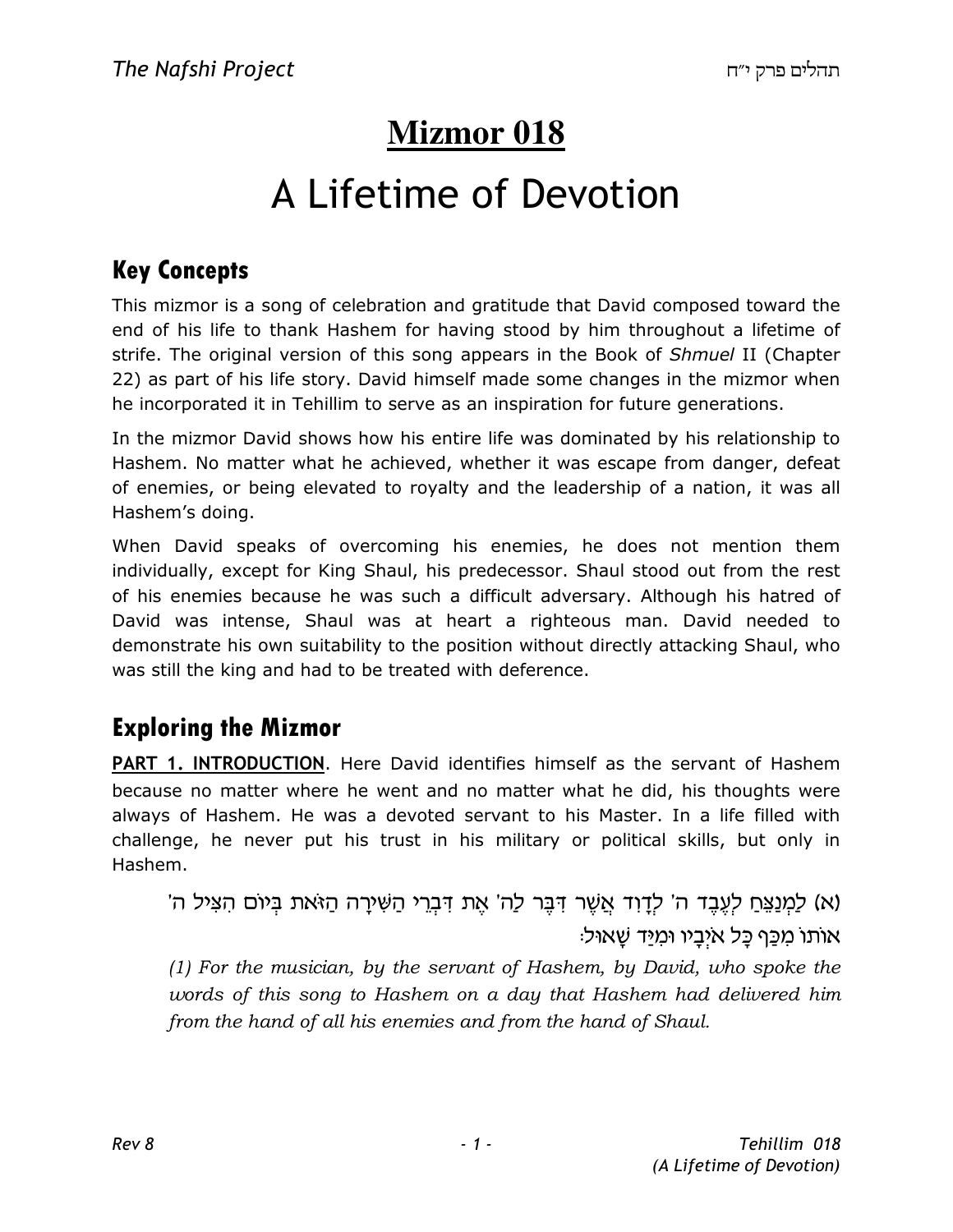# Mizmor 018

# A Lifetime of Devotion

## Key Concepts

This mizmor is a song of celebration and gratitude that David composed toward the end of his life to thank Hashem for having stood by him throughout a lifetime of strife. The original version of this song appears in the Book of *Shmuel* II (Chapter 22) as part of his life story. David himself made some changes in the mizmor when he incorporated it in Tehillim to serve as an inspiration for future generations.

In the mizmor David shows how his entire life was dominated by his relationship to Hashem. No matter what he achieved, whether it was escape from danger, defeat of enemies, or being elevated to royalty and the leadership of a nation, it was all Hashem's doing.

When David speaks of overcoming his enemies, he does not mention them individually, except for King Shaul, his predecessor. Shaul stood out from the rest of his enemies because he was such a difficult adversary. Although his hatred of David was intense, Shaul was at heart a righteous man. David needed to demonstrate his own suitability to the position without directly attacking Shaul, who was still the king and had to be treated with deference.

## Exploring the Mizmor

**PART 1. INTRODUCTION**. Here David identifies himself as the servant of Hashem because no matter where he went and no matter what he did, his thoughts were always of Hashem. He was a devoted servant to his Master. In a life filled with challenge, he never put his trust in his military or political skills, but only in Hashem.

(א) לַמְנַצֵּחַ לְעֶבֶד ה' לְדָוִד אֲשֶׁר דִּבֶּר לַה' אֶת דִּבְרֵי הַשִּׁירָה הַזֹּאת בְּיוֹם הִצִּיל ה' אוֹתוֹ מִכַּף כָּל אֹיְבָיו וּמִיַּד שָׁאוּל׃

*(1) For the musician, by the servant of Hashem, by David, who spoke the words of this song to Hashem on a day that Hashem had delivered him from the hand of all his enemies and from the hand of Shaul.*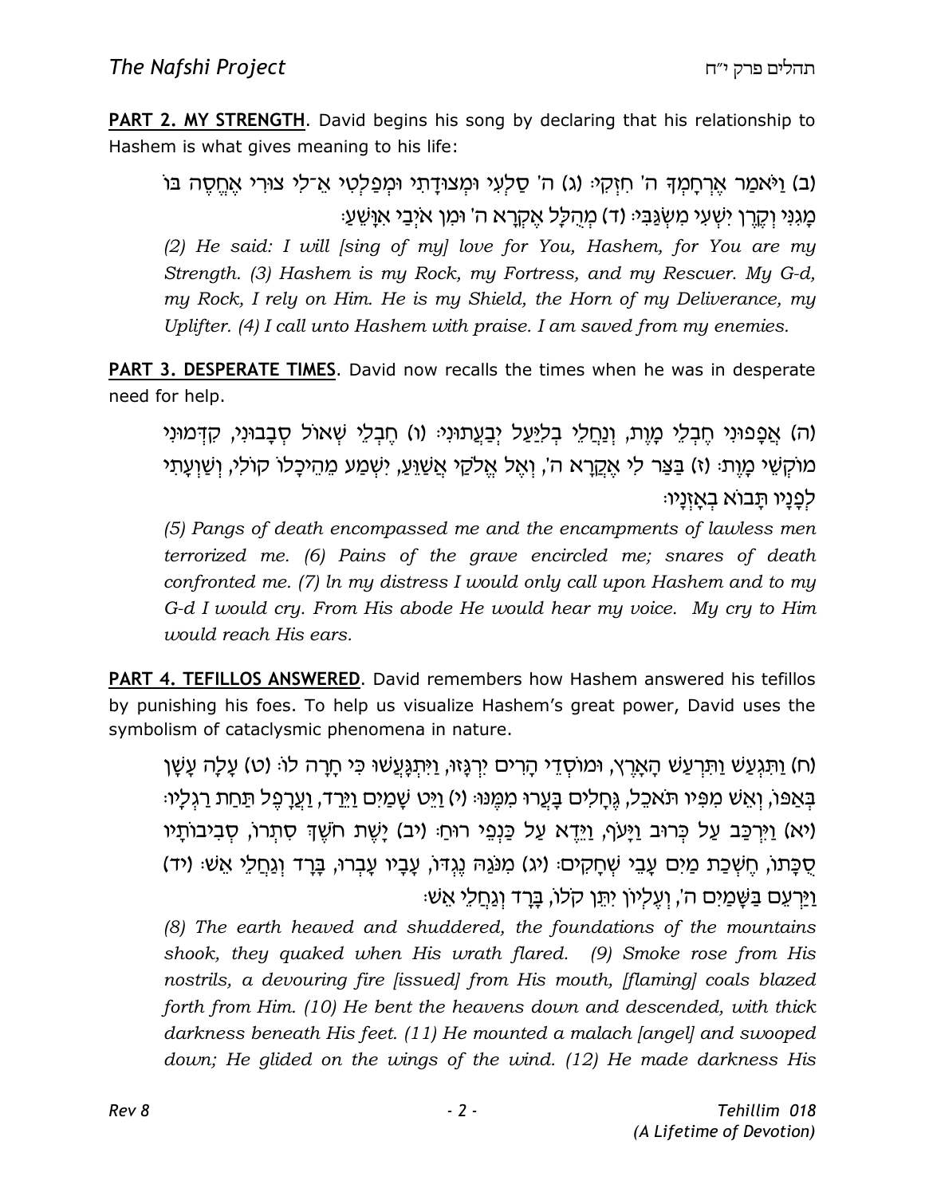**PART 2. MY STRENGTH**. David begins his song by declaring that his relationship to Hashem is what gives meaning to his life:

(ב) וַיֹּאמַר אֶרְחָמְךָ ה' חִזְקִי׃ (ג) ה' סַלְעִי וּמְצוּדָתִי וּמְפַלְטִי אֵ־לִי צוּרִי אֶחֱסֶה בּוֹ מָגִנִּי וְקֶרֶן יִשְׁעִי מִשְׂגַּבִּי׃ (ד) מְהֻלָּל אֶקְרָא ה' וּמִן אֹיְבַי אִוָּשֵׁעַ׃

*(2) He said: I will [sing of my] love for You, Hashem, for You are my Strength. (3) Hashem is my Rock, my Fortress, and my Rescuer. My G-d, my Rock, I rely on Him. He is my Shield, the Horn of my Deliverance, my Uplifter. (4) I call unto Hashem with praise. I am saved from my enemies.*

**PART 3. DESPERATE TIMES**. David now recalls the times when he was in desperate need for help.

(ה) אֲפָפוּנִי חֶבְלֵי מָוֶת, וְנַחֲלֵי בְלִיַּעַל יְבַעֲתוּנִי׃ (ו) חֶבְלֵי שְׁאוֹל סְבָבוּנִי, קִדְּמוּנִי מוֹקְשֵׁי מָוֶת׃ (ז) בַּצַּר לִי אֶקְרָא ה', וְאֶל אֱלֹקַי אֲשַׁוֵּעַ, יִשְׁמַע מֵהֵיכָלוֹ קוֹלִי, וְשַׁוְעָתִי לְפָנָיו תָּבוֹא בְאָזְנָיו׃

*(5) Pangs of death encompassed me and the encampments of lawless men terrorized me. (6) Pains of the grave encircled me; snares of death confronted me. (7) In my distress I would only call upon Hashem and to my G-d I would cry. From His abode He would hear my voice. My cry to Him would reach His ears.*

**PART 4. TEFILLOS ANSWERED**. David remembers how Hashem answered his tefillos by punishing his foes. To help us visualize Hashem's great power, David uses the symbolism of cataclysmic phenomena in nature.

(ח) וַתִּגְעַשׁ וַתִּרְעַשׁ הָאָרֶץ, וּמוֹסְדֵי הָרִים יִרְגָּזוּ, וַיִּתְגָּעֲשׁוּ כִּי חָרָה לוֹ׃ (ט) עָלָה עָשָׁן בְּאַפּוֹ, וְאֵשׁ מִפִּיו תֹּאכֵל, גֶּחָלִים בָּעֲרוּ מִמֶּנּוּ׃ (י) וַיֵּט שָׁמַיִם וַיֵּרַד, וַעֲרָפֶל תַּחַת רַגְלָיו׃ (יא) וַיִּרְכַּב עַל כְּרוּב וַיָּעֹף, וַיֵּדֶא עַל כַּנְפֵי רוּחַ׃ (יב) יָשֶׁת חֹשֶׁךְ סִתְרוֹ, סְבִיבוֹתָיו סֻכָּתוֹ, חֶשְׁכַת מַיִם עָבֵי שְׁחָקִים׃ (יג) מִנֹּגַהּ נֶגְדּוֹ, עָבָיו עָבְרוּ, בָּרָד וְגַחֲלֵי אֵשׁ׃ (יד) וַיַּרְעֵם בַּשָּׁמַיִם ה', וְעֶלְיוֹן יִתֵּן קֹלוֹ, בָּרָד וְגַחֲלֵי אֵשׁ׃

*(8) The earth heaved and shuddered, the foundations of the mountains shook, they quaked when His wrath flared. (9) Smoke rose from His nostrils, a devouring fire [issued] from His mouth, [flaming] coals blazed forth from Him. (10) He bent the heavens down and descended, with thick darkness beneath His feet. (11) He mounted a malach [angel] and swooped down; He glided on the wings of the wind. (12) He made darkness His*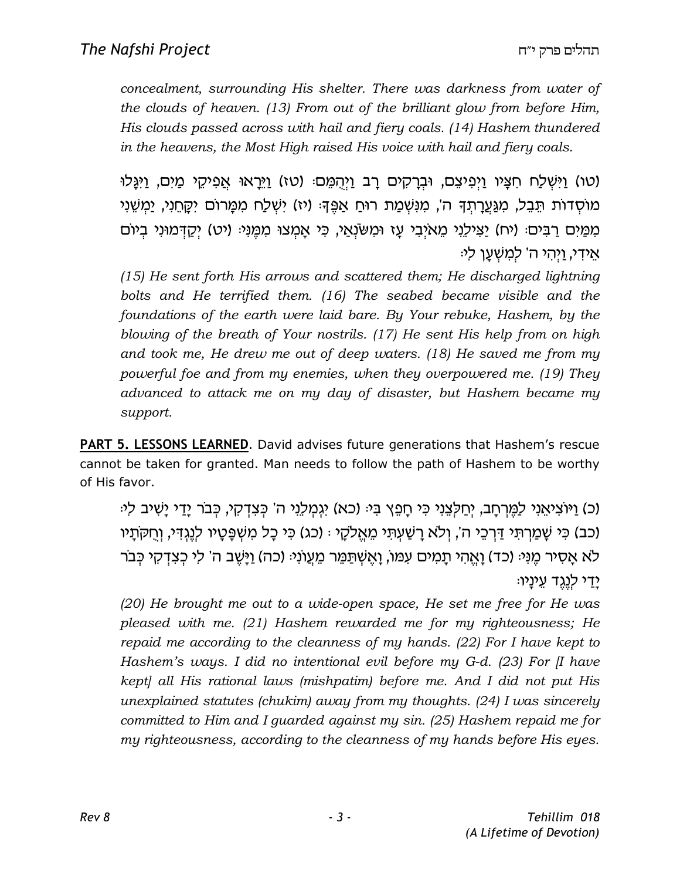*concealment, surrounding His shelter. There was darkness from water of the clouds of heaven. (13) From out of the brilliant glow from before Him, His clouds passed across with hail and fiery coals. (14) Hashem thundered in the heavens, the Most High raised His voice with hail and fiery coals.*

(טו) וַיִּשְׁלַח חִצָּיו וַיְפִיצֵם, וּבְרָקִים רָב וַיְהֻמֵּם׃ (טז) וַיֵּרָאוּ אֲפִיקֵי מַיִם, וַיִּגָּלוּ מוֹסְדוֹת תֵּבֵל, מִגַּעֲרָתְךָ ה', מִנִּשְׁמַת רוּחַ אַפֶּךָ׃ (יז) יִשְׁלַח מִמָּרוֹם יִקָּחֵנִי, יַמְשֵׁנִי מִמַּיִם רַבִּים׃ (יח) יַצִּילֵנִי מֵאֹיְבִי עָז וּמִשֹּׂנְאַי, כִּי אָמְצוּ מִמֶּנִּי׃ (יט) יְקַדְּמוּנִי בְיוֹם אֵידִי, וַיְהִי ה' לְמִשְׁעָן לִי׃

*(15) He sent forth His arrows and scattered them; He discharged lightning bolts and He terrified them. (16) The seabed became visible and the foundations of the earth were laid bare. By Your rebuke, Hashem, by the blowing of the breath of Your nostrils. (17) He sent His help from on high and took me, He drew me out of deep waters. (18) He saved me from my powerful foe and from my enemies, when they overpowered me. (19) They advanced to attack me on my day of disaster, but Hashem became my support.*

**PART 5. LESSONS LEARNED**. David advises future generations that Hashem's rescue cannot be taken for granted. Man needs to follow the path of Hashem to be worthy of His favor.

(כ) וַיּוֹצִיאֵנִי לַמֶּרְחָב, יְחַלְּצֵנִי כִּי חָפֵץ בִּי׃ (כא) יִגְמְלֵנִי ה' כְּצִדְקִי, כְּבֹר יָדַי יָשִׁיב לִי׃ (כב) כִּי שָׁמַרְתִּי דַּרְכֵי ה', וְלֹא רָשַׁעְתִּי מֵאֱלֹהָי׃ (כג) כִּי כָל מִשְׁפָּטָיו לְנֶגְדִּי, וְחֻקֹּתָיו לֹא אָסִיר מֶנִּי׃ (כד) וָאֱהִי תָמִים עִמּוֹ, וָאֶשְׁתַּמֵּר מֵעֲוֹנִי׃ (כה) וַיָּשֶׁב ה' לִי כְצִדְקִי כְּבֹר יָדַי לְנֶגֶד עֵינָיו׃

*(20) He brought me out to a wide-open space, He set me free for He was pleased with me. (21) Hashem rewarded me for my righteousness; He repaid me according to the cleanness of my hands. (22) For I have kept to Hashem's ways. I did no intentional evil before my G-d. (23) For [I have kept] all His rational laws (mishpatim) before me. And I did not put His unexplained statutes (chukim) away from my thoughts. (24) I was sincerely committed to Him and I guarded against my sin. (25) Hashem repaid me for my righteousness, according to the cleanness of my hands before His eyes.*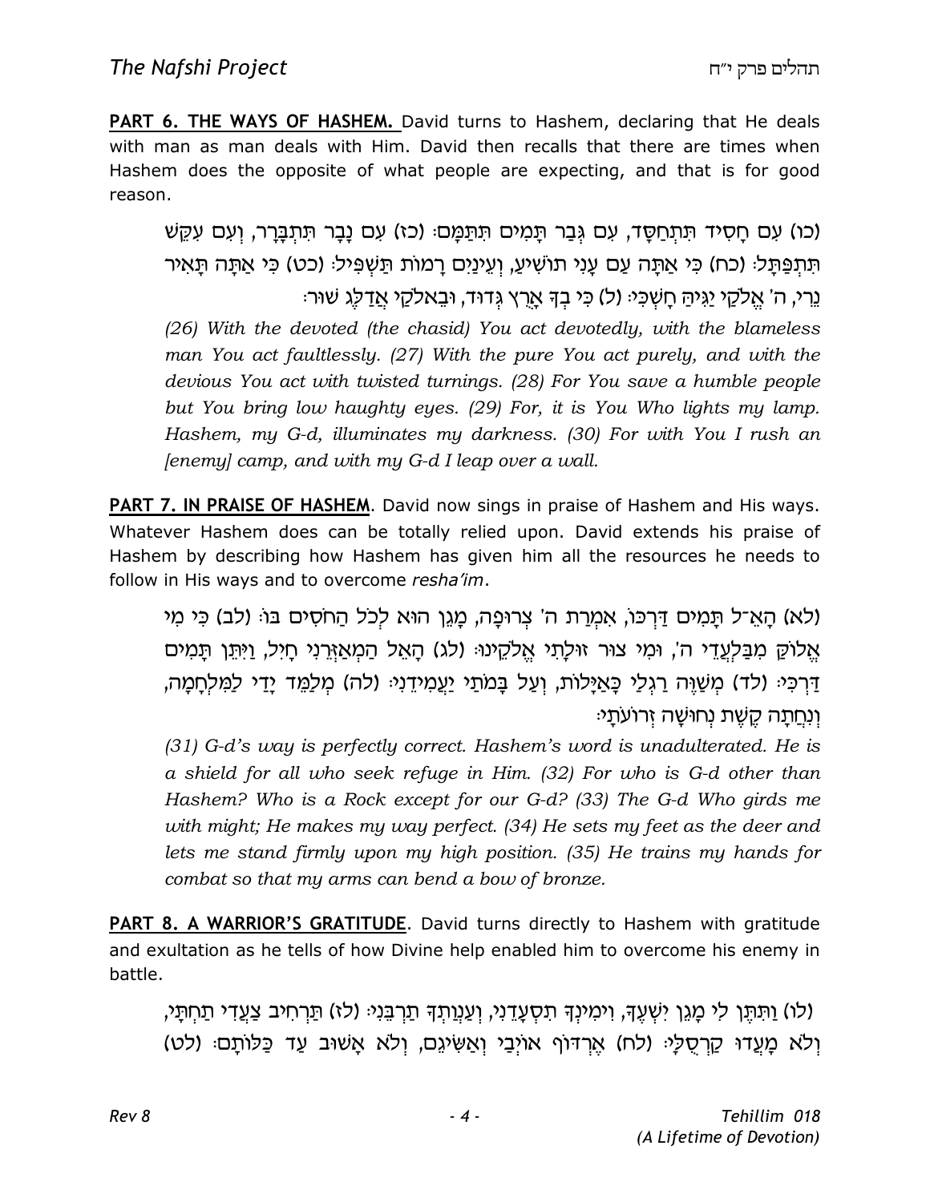**PART 6. THE WAYS OF HASHEM.** David turns to Hashem, declaring that He deals with man as man deals with Him. David then recalls that there are times when Hashem does the opposite of what people are expecting, and that is for good reason.

(כו) עִם חָסִיד תִּתְחַסָּד, עִם גְּבַר תָּמִים תִּתַּמָּם׃ (כז) עִם נָבָר תִּתְבָּרָר, וְעִם עִקֵּשׁ תִּתְפַּתָּל׃ (כח) כִּי אַתָּה עַם עָנִי תוֹשִׁיעַ, וְעֵינַיִם רָמוֹת תַּשְׁפִּיל׃ (כט) כִּי אַתָּה תָּאִיר נֵרִי, ה' אֱלֹקַי יַגִּיהַּ חָשְׁכִּי׃ (ל) כִּי בְךָ אָרֻץ גְּדוּד, וּבֵאלֹקַי אֲדַלֶּג שׁוּר׃

*(26) With the devoted (the chasid) You act devotedly, with the blameless man You act faultlessly. (27) With the pure You act purely, and with the devious You act with twisted turnings. (28) For You save a humble people but You bring low haughty eyes. (29) For, it is You Who lights my lamp. Hashem, my G-d, illuminates my darkness. (30) For with You I rush an [enemy] camp, and with my G-d I leap over a wall.*

**PART 7. IN PRAISE OF HASHEM**. David now sings in praise of Hashem and His ways. Whatever Hashem does can be totally relied upon. David extends his praise of Hashem by describing how Hashem has given him all the resources he needs to follow in His ways and to overcome *resha'im*.

(לא) הָאֵ־ל תָּמִים דַּרְכּוֹ, אִמְרַת ה' צְרוּפָה, מָגֵן הוּא לְכֹל הַחֹסִים בּוֹ׃ (לב) כִּי מִי אֱלוֹקַּ מִבַּלְעֲדֵי ה', וּמִי צוּר זוּלָתִי אֱלֹקֵינוּ׃ (לג) הָאֵל הַמְאַזְּרֵנִי חָיִל, וַיִּתֵּן תָּמִים דַּרְכִּי׃ (לד) מְשַׁוֶּה רַגְלַי כָּאַיָּלוֹת, וְעַל בָּמֹתַי יַעֲמִידֵנִי׃ (לה) מְלַמֵּד יָדַי לַמִּלְחָמָה, וְנִחֲתָה קֶשֶׁת נְחוּשָׁה זְרוֹעֹתָי׃

*(31) G-d's way is perfectly correct. Hashem's word is unadulterated. He is a shield for all who seek refuge in Him. (32) For who is G-d other than Hashem? Who is a Rock except for our G-d? (33) The G-d Who girds me with might; He makes my way perfect. (34) He sets my feet as the deer and lets me stand firmly upon my high position. (35) He trains my hands for combat so that my arms can bend a bow of bronze.*

**PART 8. A WARRIOR'S GRATITUDE**. David turns directly to Hashem with gratitude and exultation as he tells of how Divine help enabled him to overcome his enemy in battle.

(לו) וַתִּתֶּן לִי מָגֵן יִשְׁעֶךָ, וִימִינְךָ תִסְעָדֵנִי, וְעַנְוַתְךָ תַרְבֵּנִי׃ (לז) תַּרְחִיב צַעֲדִי תַחְתָּי, וְלֹא מָעֲדוּ קַרְסֻלָּי׃ (לח) אֶרְדּוֹף אוֹיְבַי וְאַשִּׂיגֵם, וְלֹא אָשׁוּב עַד כַּלּוֹתָם׃ (לט)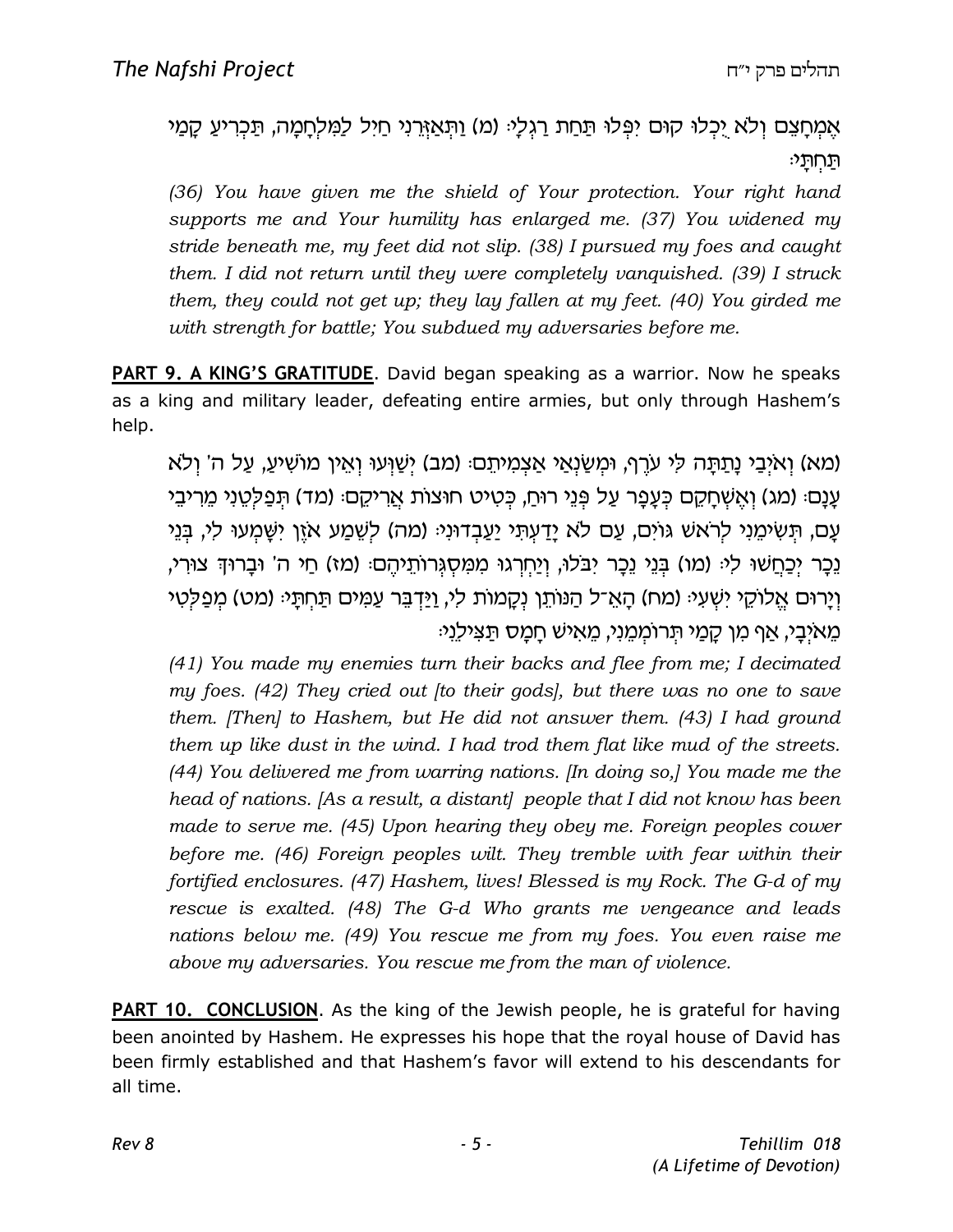אֶמְחָצֵם וְלֹא יֻכְלוּ קוּם יִפְּלוּ תַּחַת רַגְלָי׃ (מ) וַתְּאַזְּרֵנִי חַיִל לַמִּלְחָמָה, תַּכְרִיעַ קָמַי תַּחְתָּי׃

*(36) You have given me the shield of Your protection. Your right hand supports me and Your humility has enlarged me. (37) You widened my stride beneath me, my feet did not slip. (38) I pursued my foes and caught them. I did not return until they were completely vanquished. (39) I struck them, they could not get up; they lay fallen at my feet. (40) You girded me with strength for battle; You subdued my adversaries before me.*

**PART 9. A KING'S GRATITUDE**. David began speaking as a warrior. Now he speaks as a king and military leader, defeating entire armies, but only through Hashem's help.

(מא) וְאֹיְבַי נָתַתָּה לִּי עֹרֶף, וּמְשַׂנְאַי אַצְמִיתֵם׃ (מב) יְשַׁוְּעוּ וְאֵין מוֹשִׁיעַ, עַל ה' וְלֹא עָנָם׃ (מג) וְאֶשְׁחָקֵם כְּעָפָר עַל פְּנֵי רוּחַ, כְּטִיט חוּצוֹת אֲרִיקֵם׃ (מד) תְּפַלְּטֵנִי מֵרִיבֵי עָם, תְּשִׂימֵנִי לְרֹאשׁ גּוֹיִם, עַם לֹא יָדַעְתִּי יַעַבְדוּנִי׃ (מה) לְשֵׁמַע אֹזֶן יִשָּׁמְעוּ לִי, בְּנֵי נֵכָר יְכַחֲשׁוּ לִי׃ (מו) בְּנֵי נֵכָר יִבֹּלוּ, וְיַחְרְגוּ מִמִּסְגְּרוֹתֵיהֶם׃ (מז) חַי ה' וּבָרוּךְ צוּרִי, וְיָרוּם אֱלוֹקֵי יִשְׁעִי׃ (מח) הָאֵ־ל הַנּוֹתֵן נְקָמוֹת לִי, וַיַּדְבֵּר עַמִּים תַּחְתָּי׃ (מט) מְפַלְּטִי מֵאֹיְבָי, אַף מִן קָמַי תְּרוֹמְמֵנִי, מֵאִישׁ חָמָס תַּצִּילֵנִי׃

*(41) You made my enemies turn their backs and flee from me; I decimated my foes. (42) They cried out [to their gods], but there was no one to save them. [Then] to Hashem, but He did not answer them. (43) I had ground them up like dust in the wind. I had trod them flat like mud of the streets. (44) You delivered me from warring nations. [In doing so,] You made me the head of nations. [As a result, a distant] people that I did not know has been made to serve me. (45) Upon hearing they obey me. Foreign peoples cower before me. (46) Foreign peoples wilt. They tremble with fear within their fortified enclosures. (47) Hashem, lives! Blessed is my Rock. The G-d of my rescue is exalted. (48) The G-d Who grants me vengeance and leads nations below me. (49) You rescue me from my foes. You even raise me above my adversaries. You rescue me from the man of violence.*

**PART 10. CONCLUSION**. As the king of the Jewish people, he is grateful for having been anointed by Hashem. He expresses his hope that the royal house of David has been firmly established and that Hashem's favor will extend to his descendants for all time.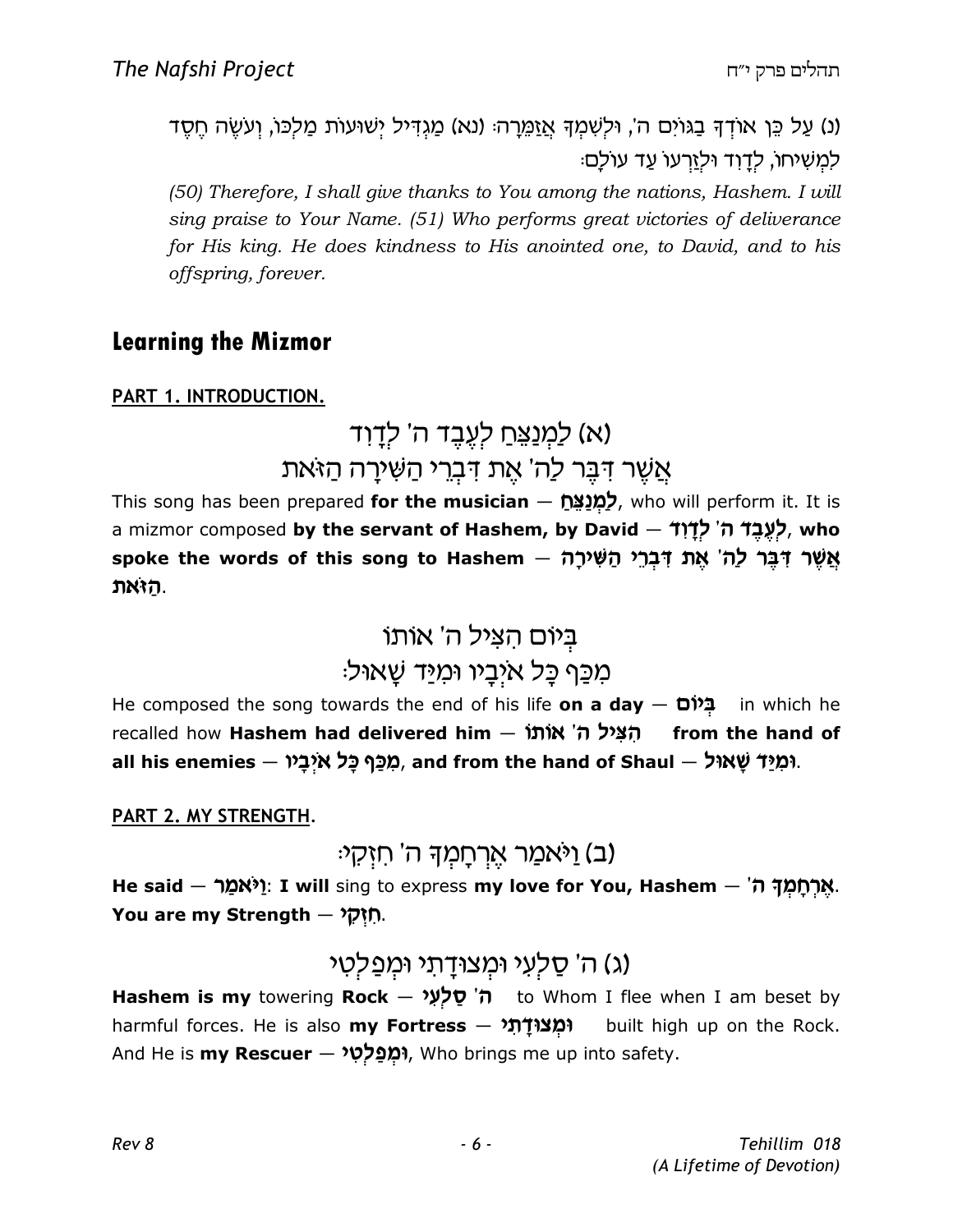(נ) עַל כֵּן אוֹדְךָ בַגּוֹיִם ה', וּלְשִׁמְךָ אֲזַמֵּרָה: (נא) מַגְדִּיל יְשׁוּעוֹת מַלְכּוֹ, וְעֹשֶׂה חֶסֶד לִמְשִׁיחוֹ, לְדָוִד וּלְזַרְעוֹ עַד עוֹלָם:

*(50) Therefore, I shall give thanks to You among the nations, Hashem. I will sing praise to Your Name. (51) Who performs great victories of deliverance for His king. He does kindness to His anointed one, to David, and to his offspring, forever.*

## Learning the Mizmor

**PART 1. INTRODUCTION.**

### (א) לַמְנַצֵּחַ לְעֶבֶד ה' לְדָוִד
### אֲשֶׁר דִּבֶּר לַה' אֶת דִּבְרֵי הַשִּׁירָה הַזֹּאת

This song has been prepared **for the musician — לַמְנַצֵּחַ**, who will perform it. It is a mizmor composed **by the servant of Hashem, by David — לְעֶבֶד ה' לְדָוִד, who spoke the words of this song to Hashem — אֲשֶׁר דִּבֶּר לַה' אֶת דִּבְרֵי הַשִּׁירָה הַזֹּאת**.

### בְּיוֹם הִצִּיל ה' אוֹתוֹ
### מִכַּף כָּל אֹיְבָיו וּמִיַּד שָׁאוּל:

He composed the song towards the end of his life **on a day — בְּיוֹם** in which he recalled how **Hashem had delivered him — הִצִּיל ה' אוֹתוֹ from the hand of all his enemies — מִכַּף כָּל אֹיְבָיו, and from the hand of Shaul — וּמִיַּד שָׁאוּל**.

**PART 2. MY STRENGTH.**

### (ב) וַיֹּאמַר אֶרְחָמְךָ ה' חִזְקִי:

**He said — וַיֹּאמַר: I will** sing to express **my love for You, Hashem — אֶרְחָמְךָ ה'. You are my Strength — חִזְקִי.**

### (ג) ה' סַלְעִי וּמְצוּדָתִי וּמְפַלְטִי

**Hashem is my** towering **Rock — ה' סַלְעִי** to Whom I flee when I am beset by harmful forces. He is also **my Fortress — וּמְצוּדָתִי** built high up on the Rock. And He is **my Rescuer — וּמְפַלְטִי**, Who brings me up into safety.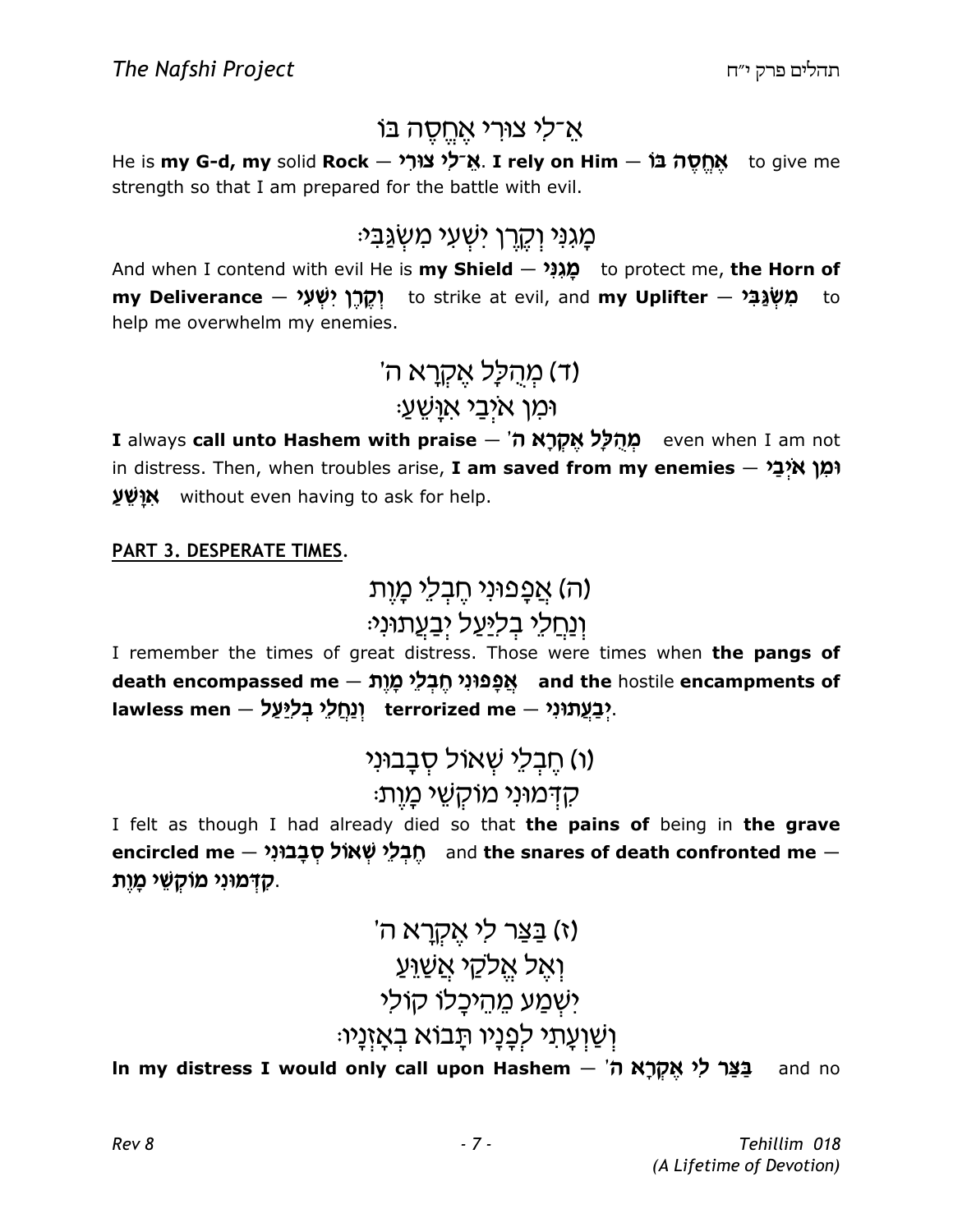## אֵ־לִי צוּרִי אֶחֱסֶה בּוֹ

He is **my G-d, my** solid **Rock** — **אֵ־לִי צוּרִי**. **I rely on Him** — **אֶחֱסֶה בּוֹ** to give me strength so that I am prepared for the battle with evil.

## מָגִנִּי וְקֶרֶן יִשְׁעִי מִשְׂגַּבִּי׃

And when I contend with evil He is **my Shield** — **מָגִנִּי** to protect me, **the Horn of my Deliverance** — **וְקֶרֶן יִשְׁעִי** to strike at evil, and **my Uplifter** — **מִשְׂגַּבִּי** to help me overwhelm my enemies.

## (ד) מְהֻלָּל אֶקְרָא ה'
## וּמִן אֹיְבַי אִוָּשֵׁעַ׃

**I** always **call unto Hashem with praise** — **מְהֻלָּל אֶקְרָא ה'** even when I am not in distress. Then, when troubles arise, **I am saved from my enemies** — **וּמִן אֹיְבַי אִוָּשֵׁעַ** without even having to ask for help.

**PART 3. DESPERATE TIMES.**

## (ה) אֲפָפוּנִי חֶבְלֵי מָוֶת
## וְנַחֲלֵי בְלִיַּעַל יְבַעֲתוּנִי׃

I remember the times of great distress. Those were times when **the pangs of death encompassed me** — **אֲפָפוּנִי חֶבְלֵי מָוֶת** **and the** hostile **encampments of lawless men** — **וְנַחֲלֵי בְלִיַּעַל** **terrorized me** — **יְבַעֲתוּנִי**.

## (ו) חֶבְלֵי שְׁאוֹל סְבָבוּנִי
## קִדְּמוּנִי מוֹקְשֵׁי מָוֶת׃

I felt as though I had already died so that **the pains of** being in **the grave encircled me** — **חֶבְלֵי שְׁאוֹל סְבָבוּנִי** and **the snares of death confronted me** — **קִדְּמוּנִי מוֹקְשֵׁי מָוֶת**.

## (ז) בַּצַּר לִי אֶקְרָא ה'
## וְאֶל אֱלֹקַי אֲשַׁוֵּעַ
## יִשְׁמַע מֵהֵיכָלוֹ קוֹלִי
## וְשַׁוְעָתִי לְפָנָיו תָּבוֹא בְאָזְנָיו׃

**In my distress I would only call upon Hashem** — **בַּצַּר לִי אֶקְרָא ה'** and no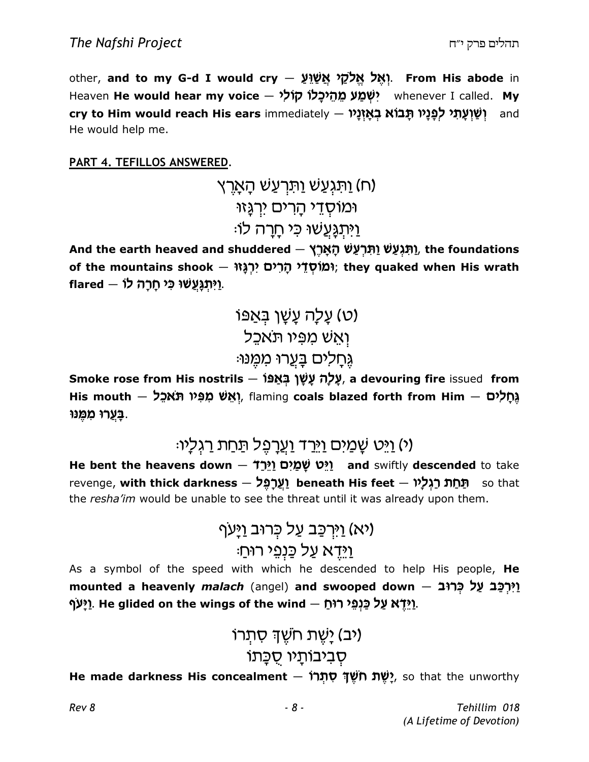other, **and to my G-d I would cry — וְאֶל אֱלֹקַי אֲשַׁוֵּעַ**. **From His abode** in Heaven **He would hear my voice — יִשְׁמַע מֵהֵיכָלוֹ קוֹלִי** whenever I called. **My cry to Him would reach His ears** immediately — **וְשַׁוְעָתִי לְפָנָיו תָּבוֹא בְאָזְנָיו** and He would help me.

**PART 4. TEFILLOS ANSWERED.**

(ח) וַתִּגְעַשׁ וַתִּרְעַשׁ הָאָרֶץ
וּמוֹסְדֵי הָרִים יִרְגָּזוּ
וַיִּתְגָּעֲשׁוּ כִּי חָרָה לוֹ׃

**And the earth heaved and shuddered — וַתִּגְעַשׁ וַתִּרְעַשׁ הָאָרֶץ, the foundations of the mountains shook — וּמוֹסְדֵי הָרִים יִרְגָּזוּ; they quaked when His wrath flared — וַיִּתְגָּעֲשׁוּ כִּי חָרָה לוֹ.**

(ט) עָלָה עָשָׁן בְּאַפּוֹ
וְאֵשׁ מִפִּיו תֹּאכֵל
גֶּחָלִים בָּעֲרוּ מִמֶּנּוּ׃

**Smoke rose from His nostrils — עָלָה עָשָׁן בְּאַפּוֹ, a devouring fire** issued **from His mouth — וְאֵשׁ מִפִּיו תֹּאכֵל,** flaming **coals blazed forth from Him — גֶּחָלִים בָּעֲרוּ מִמֶּנּוּ.**

(י) וַיֵּט שָׁמַיִם וַיֵּרַד וַעֲרָפֶל תַּחַת רַגְלָיו׃

**He bent the heavens down — וַיֵּט שָׁמַיִם וַיֵּרַד and** swiftly **descended** to take revenge, **with thick darkness — וַעֲרָפֶל beneath His feet — תַּחַת רַגְלָיו** so that the *resha'im* would be unable to see the threat until it was already upon them.

(יא) וַיִּרְכַּב עַל כְּרוּב וַיָּעֹף
וַיֵּדֶא עַל כַּנְפֵי רוּחַ׃

As a symbol of the speed with which he descended to help His people, **He mounted a heavenly *malach*** (angel) **and swooped down — וַיִּרְכַּב עַל כְּרוּב וַיָּעֹף. He glided on the wings of the wind — וַיֵּדֶא עַל כַּנְפֵי רוּחַ.**

(יב) יָשֶׁת חֹשֶׁךְ סִתְרוֹ
סְבִיבוֹתָיו סֻכָּתוֹ

**He made darkness His concealment — יָשֶׁת חֹשֶׁךְ סִתְרוֹ,** so that the unworthy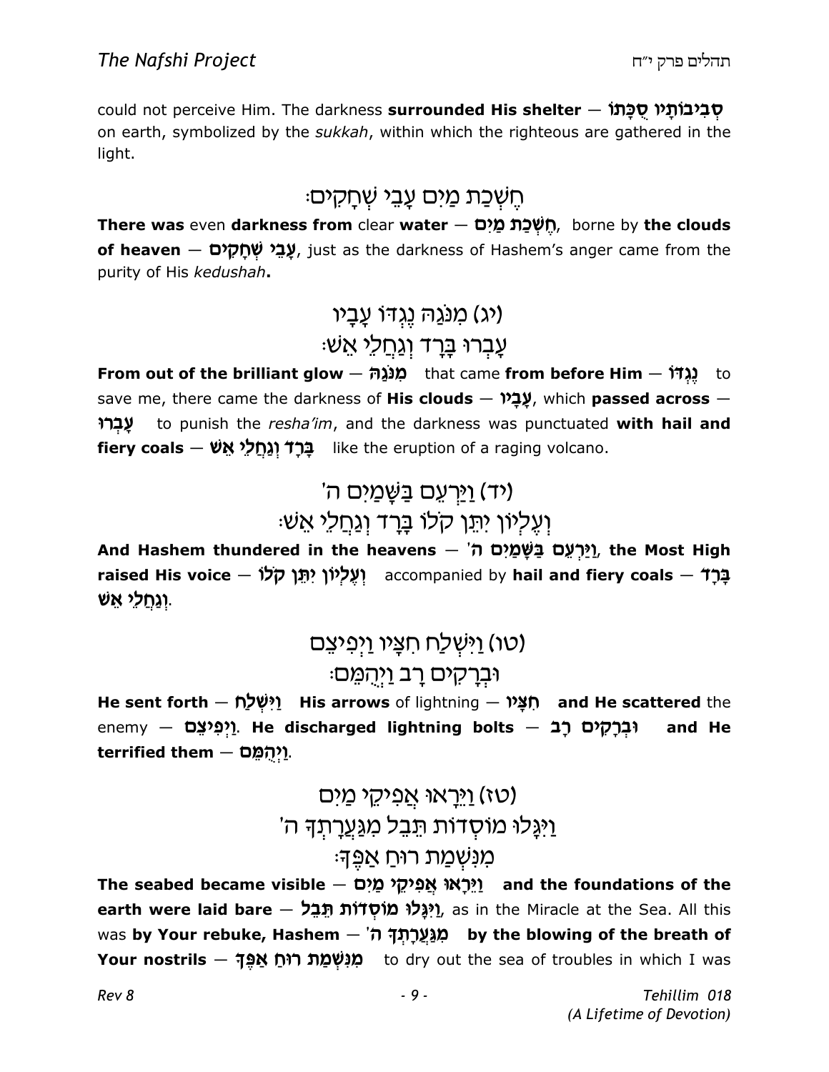could not perceive Him. The darkness **surrounded His shelter — סְבִיבוֹתָיו סֻכָּתוֹ** on earth, symbolized by the *sukkah*, within which the righteous are gathered in the light.

חֶשְׁכַת מַיִם עָבֵי שְׁחָקִים׃

**There was** even **darkness from** clear **water — חֶשְׁכַת מַיִם**, borne by **the clouds of heaven — עָבֵי שְׁחָקִים**, just as the darkness of Hashem's anger came from the purity of His *kedushah***.**

(יג) מִנֹּגַהּ נֶגְדּוֹ עָבָיו
עָבְרוּ בָּרָד וְגַחֲלֵי אֵשׁ׃

**From out of the brilliant glow — מִנֹּגַהּ** that came **from before Him — נֶגְדּוֹ** to save me, there came the darkness of **His clouds — עָבָיו**, which **passed across — עָבְרוּ** to punish the *resha'im*, and the darkness was punctuated **with hail and fiery coals — בָּרָד וְגַחֲלֵי אֵשׁ** like the eruption of a raging volcano.

(יד) וַיַּרְעֵם בַּשָּׁמַיִם ה'
וְעֶלְיוֹן יִתֵּן קֹלוֹ בָּרָד וְגַחֲלֵי אֵשׁ׃

**And Hashem thundered in the heavens — וַיַּרְעֵם בַּשָּׁמַיִם ה', the Most High raised His voice — וְעֶלְיוֹן יִתֵּן קֹלוֹ** accompanied by **hail and fiery coals — בָּרָד וְגַחֲלֵי אֵשׁ.**

(טו) וַיִּשְׁלַח חִצָּיו וַיְפִיצֵם
וּבְרָקִים רָב וַיְהֻמֵּם׃

**He sent forth — וַיִּשְׁלַח His arrows** of lightning **— חִצָּיו and He scattered** the enemy **— וַיְפִיצֵם. He discharged lightning bolts — וּבְרָקִים רָב and He terrified them — וַיְהֻמֵּם.**

(טז) וַיֵּרָאוּ אֲפִיקֵי מַיִם
וַיִּגָּלוּ מוֹסְדוֹת תֵּבֵל מִגַּעֲרָתְךָ ה'
מִנִּשְׁמַת רוּחַ אַפֶּךָ׃

**The seabed became visible — וַיֵּרָאוּ אֲפִיקֵי מַיִם and the foundations of the earth were laid bare — וַיִּגָּלוּ מוֹסְדוֹת תֵּבֵל**, as in the Miracle at the Sea. All this was **by Your rebuke, Hashem — מִגַּעֲרָתְךָ ה' by the blowing of the breath of Your nostrils — מִנִּשְׁמַת רוּחַ אַפֶּךָ** to dry out the sea of troubles in which I was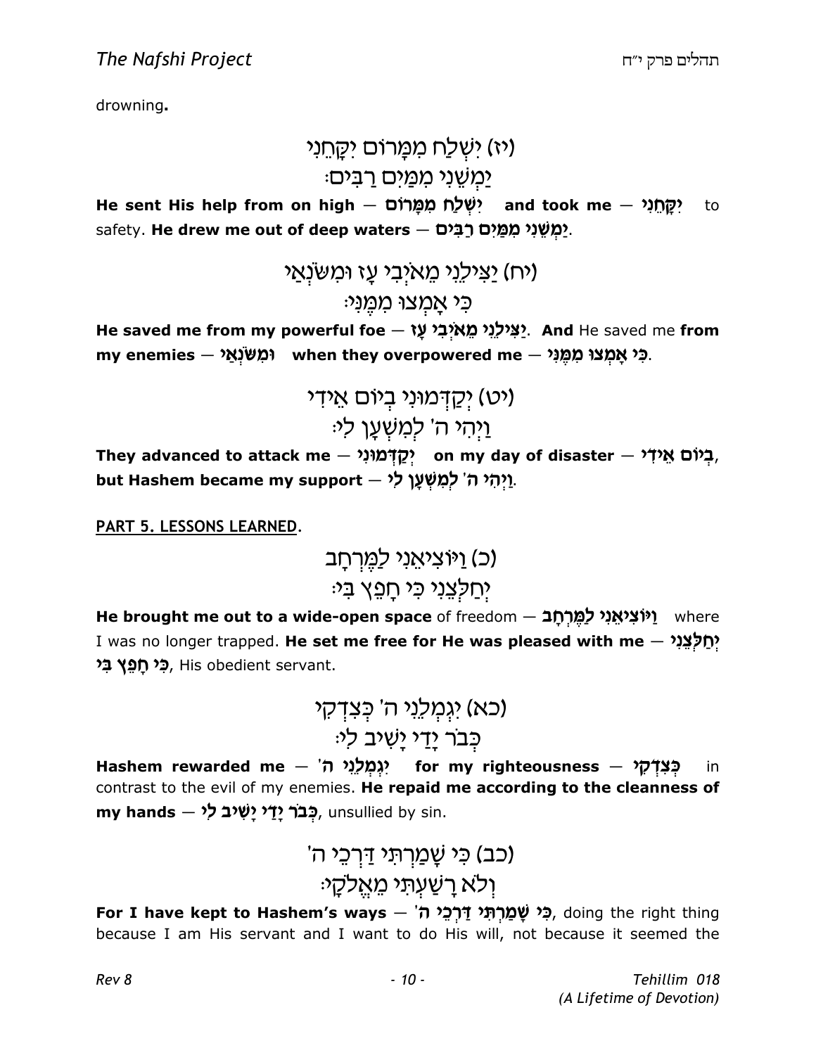drowning**.**

(יז) יִשְׁלַח מִמָּרוֹם יִקָּחֵנִי
יַמְשֵׁנִי מִמַּיִם רַבִּים׃

**He sent His help from on high — יִשְׁלַח מִמָּרוֹם and took me — יִקָּחֵנִי** to safety. **He drew me out of deep waters — יַמְשֵׁנִי מִמַּיִם רַבִּים**.

(יח) יַצִּילֵנִי מֵאֹיְבִי עָז וּמִשֹּׂנְאַי
כִּי אָמְצוּ מִמֶּנִּי׃

**He saved me from my powerful foe — יַצִּילֵנִי מֵאֹיְבִי עָז. And** He saved me **from my enemies — וּמִשֹּׂנְאַי when they overpowered me — כִּי אָמְצוּ מִמֶּנִּי**.

(יט) יְקַדְּמוּנִי בְיוֹם אֵידִי
וַיְהִי ה' לְמִשְׁעָן לִי׃

**They advanced to attack me — יְקַדְּמוּנִי on my day of disaster — בְיוֹם אֵידִי, but Hashem became my support — וַיְהִי ה' לְמִשְׁעָן לִי**.

**PART 5. LESSONS LEARNED.**

(כ) וַיּוֹצִיאֵנִי לַמֶּרְחָב
יְחַלְּצֵנִי כִּי חָפֵץ בִּי׃

**He brought me out to a wide-open space** of freedom — **וַיּוֹצִיאֵנִי לַמֶּרְחָב** where I was no longer trapped. **He set me free for He was pleased with me — יְחַלְּצֵנִי כִּי חָפֵץ בִּי**, His obedient servant.

(כא) יִגְמְלֵנִי ה' כְּצִדְקִי
כְּבֹר יָדַי יָשִׁיב לִי׃

**Hashem rewarded me — יִגְמְלֵנִי ה' for my righteousness — כְּצִדְקִי** in contrast to the evil of my enemies. **He repaid me according to the cleanness of my hands — כְּבֹר יָדַי יָשִׁיב לִי**, unsullied by sin.

(כב) כִּי שָׁמַרְתִּי דַּרְכֵי ה'
וְלֹא רָשַׁעְתִּי מֵאֱלֹקָי׃

**For I have kept to Hashem's ways — כִּי שָׁמַרְתִּי דַּרְכֵי ה'**, doing the right thing because I am His servant and I want to do His will, not because it seemed the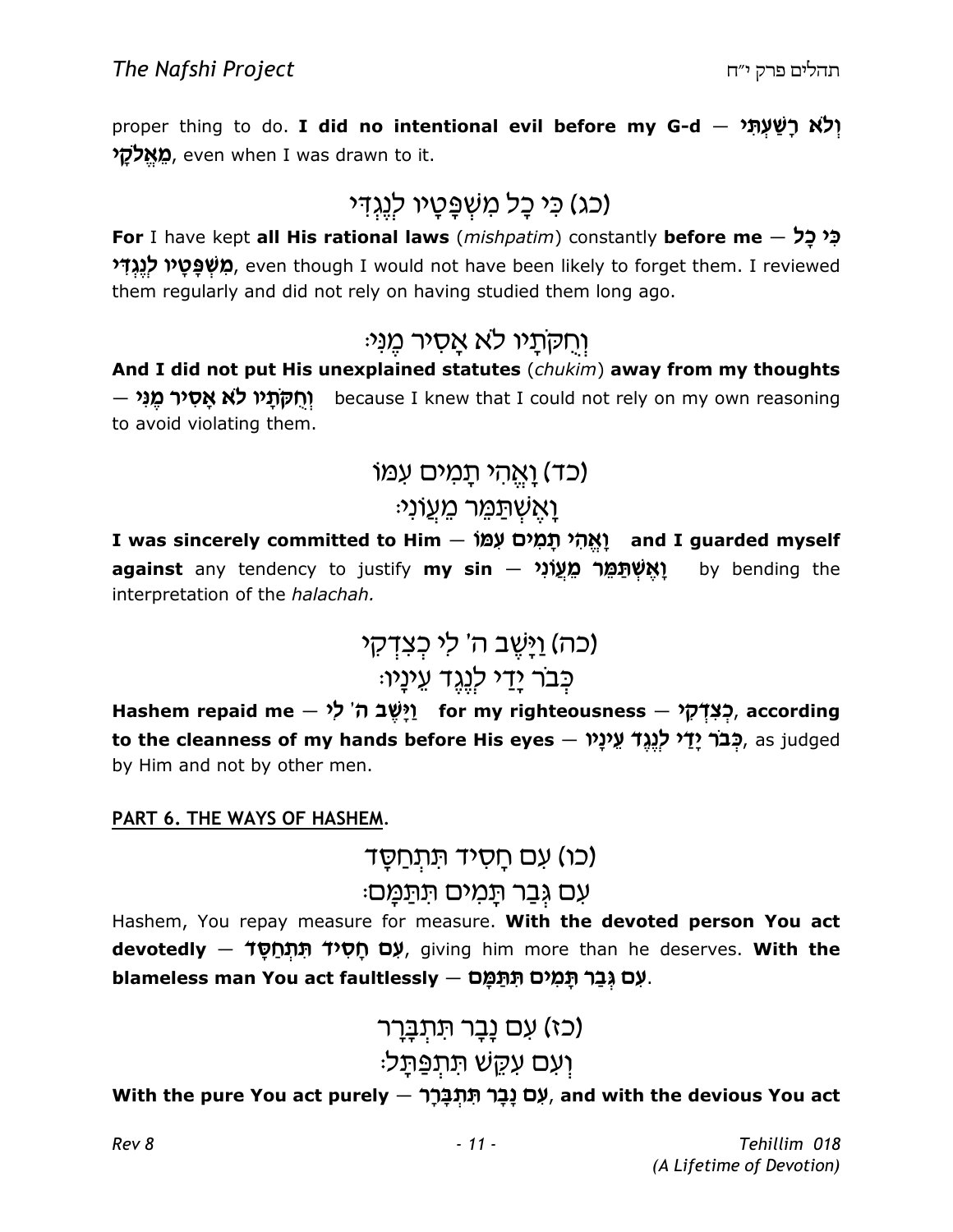proper thing to do. **I did no intentional evil before my G-d — וְלֹא רָשַׁעְתִּי מֵאֱלֹקָי**, even when I was drawn to it.

### (כג) כִּי כָל מִשְׁפָּטָיו לְנֶגְדִּי

**For** I have kept **all His rational laws** (*mishpatim*) constantly **before me — כִּי כָל מִשְׁפָּטָיו לְנֶגְדִּי**, even though I would not have been likely to forget them. I reviewed them regularly and did not rely on having studied them long ago.

### וְחֻקֹּתָיו לֹא אָסִיר מֶנִּי׃

**And I did not put His unexplained statutes** (*chukim*) **away from my thoughts — וְחֻקֹּתָיו לֹא אָסִיר מֶנִּי** because I knew that I could not rely on my own reasoning to avoid violating them.

### (כד) וָאֱהִי תָמִים עִמּוֹ
### וָאֶשְׁתַּמֵּר מֵעֲוֹנִי׃

**I was sincerely committed to Him — וָאֱהִי תָמִים עִמּוֹ and I guarded myself against** any tendency to justify **my sin — וָאֶשְׁתַּמֵּר מֵעֲוֹנִי** by bending the interpretation of the *halachah.*

### (כה) וַיָּשֶׁב ה' לִי כְצִדְקִי
### כְּבֹר יָדַי לְנֶגֶד עֵינָיו׃

**Hashem repaid me — וַיָּשֶׁב ה' לִי for my righteousness — כְצִדְקִי, according to the cleanness of my hands before His eyes — כְּבֹר יָדַי לְנֶגֶד עֵינָיו**, as judged by Him and not by other men.

**PART 6. THE WAYS OF HASHEM.**

### (כו) עִם חָסִיד תִּתְחַסָּד
### עִם גְּבַר תָּמִים תִּתַּמָּם׃

Hashem, You repay measure for measure. **With the devoted person You act devotedly — עִם חָסִיד תִּתְחַסָּד**, giving him more than he deserves. **With the blameless man You act faultlessly — עִם גְּבַר תָּמִים תִּתַּמָּם.**

### (כז) עִם נָבָר תִּתְבָּרָר
### וְעִם עִקֵּשׁ תִּתְפַּתָּל׃

**With the pure You act purely — עִם נָבָר תִּתְבָּרָר, and with the devious You act**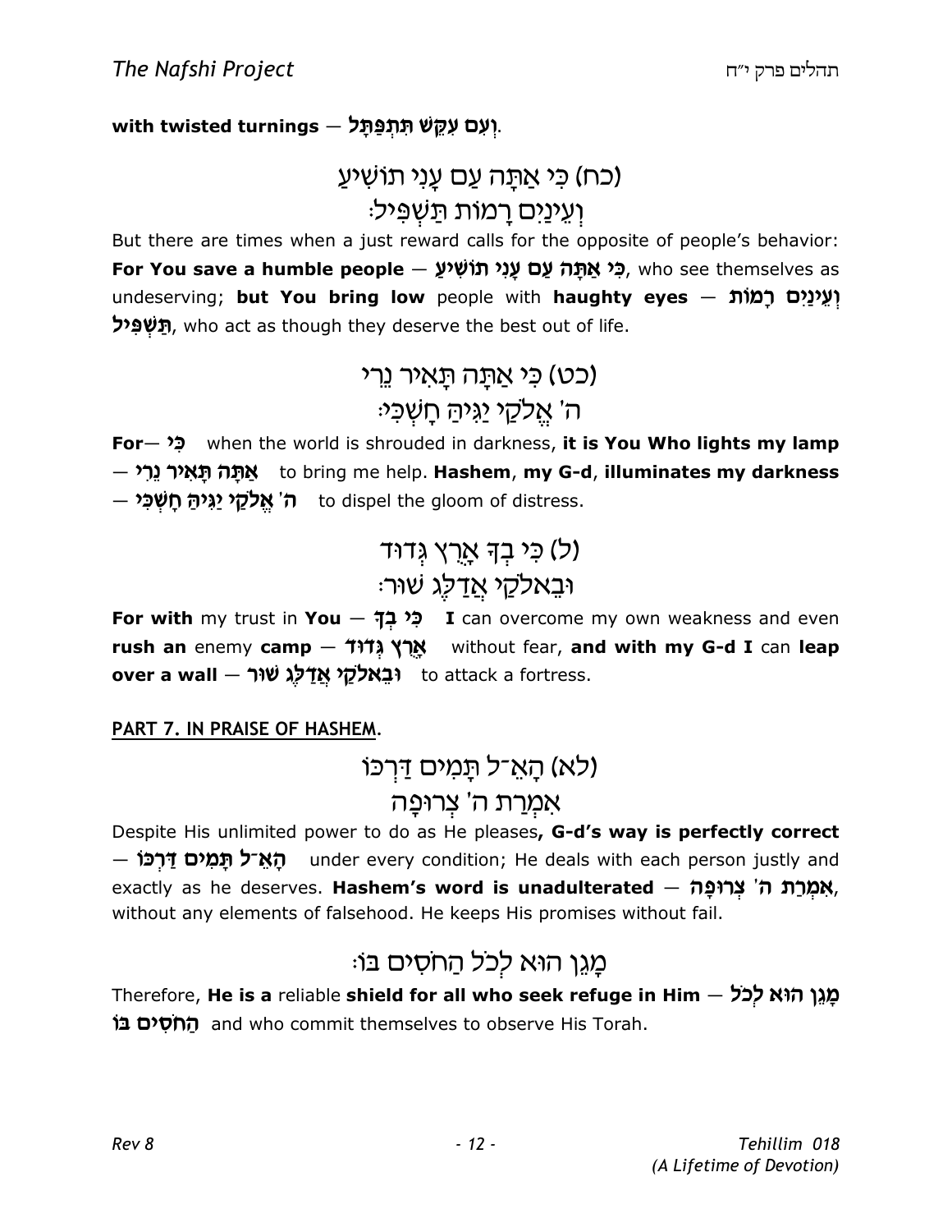**with twisted turnings** — **וְעִם עִקֵּשׁ תִּתְפַּתָּל**.

(כח) כִּי אַתָּה עַם עָנִי תוֹשִׁיעַ
וְעֵינַיִם רָמוֹת תַּשְׁפִּיל׃

But there are times when a just reward calls for the opposite of people's behavior: **For You save a humble people** — **כִּי אַתָּה עַם עָנִי תוֹשִׁיעַ**, who see themselves as undeserving; **but You bring low** people with **haughty eyes** — **וְעֵינַיִם רָמוֹת תַּשְׁפִּיל**, who act as though they deserve the best out of life.

(כט) כִּי אַתָּה תָּאִיר נֵרִי
ה' אֱלֹקַי יַגִּיהַּ חָשְׁכִּי׃

**For**— **כִּי** when the world is shrouded in darkness, **it is You Who lights my lamp** — **אַתָּה תָּאִיר נֵרִי** to bring me help. **Hashem**, **my G-d**, **illuminates my darkness** — **ה' אֱלֹקַי יַגִּיהַּ חָשְׁכִּי** to dispel the gloom of distress.

(ל) כִּי בְךָ אָרֻץ גְּדוּד
וּבֵאלֹקַי אֲדַלֶּג שׁוּר׃

**For with** my trust in **You** — **כִּי בְךָ** **I** can overcome my own weakness and even **rush an** enemy **camp** — **אָרֻץ גְּדוּד** without fear, **and with my G-d I** can **leap over a wall** — **וּבֵאלֹקַי אֲדַלֶּג שׁוּר** to attack a fortress.

**PART 7. IN PRAISE OF HASHEM.**

(לא) הָאֵ־ל תָּמִים דַּרְכּוֹ
אִמְרַת ה' צְרוּפָה

Despite His unlimited power to do as He pleases**, G-d's way is perfectly correct** — **הָאֵ־ל תָּמִים דַּרְכּוֹ** under every condition; He deals with each person justly and exactly as he deserves. **Hashem's word is unadulterated** — **אִמְרַת ה' צְרוּפָה**, without any elements of falsehood. He keeps His promises without fail.

מָגֵן הוּא לְכֹל הַחֹסִים בּוֹ׃

Therefore, **He is a** reliable **shield for all who seek refuge in Him** — **מָגֵן הוּא לְכֹל הַחֹסִים בּוֹ** and who commit themselves to observe His Torah.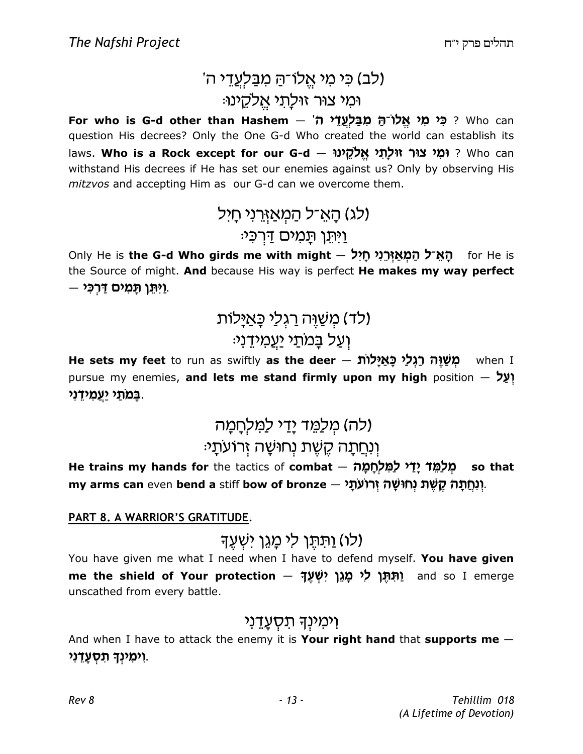## (לב) כִּי מִי אֱלוֹ־הַּ מִבַּלְעֲדֵי ה'
## וּמִי צוּר זוּלָתִי אֱלֹקֵינוּ׃

**For who is G-d other than Hashem** — **כִּי מִי אֱלוֹ־הַּ מִבַּלְעֲדֵי ה'** ? Who can question His decrees? Only the One G-d Who created the world can establish its laws. **Who is a Rock except for our G-d** — **וּמִי צוּר זוּלָתִי אֱלֹקֵינוּ** ? Who can withstand His decrees if He has set our enemies against us? Only by observing His *mitzvos* and accepting Him as our G-d can we overcome them.

## (לג) הָאֵ־ל הַמְאַזְּרֵנִי חָיִל
## וַיִּתֵּן תָּמִים דַּרְכִּי׃

Only He is **the G-d Who girds me with might** — **הָאֵ־ל הַמְאַזְּרֵנִי חָיִל** for He is the Source of might. **And** because His way is perfect **He makes my way perfect** — **וַיִּתֵּן תָּמִים דַּרְכִּי**.

## (לד) מְשַׁוֶּה רַגְלַי כָּאַיָּלוֹת
## וְעַל בָּמֹתַי יַעֲמִידֵנִי׃

**He sets my feet** to run as swiftly **as the deer** — **מְשַׁוֶּה רַגְלַי כָּאַיָּלוֹת** when I pursue my enemies, **and lets me stand firmly upon my high** position — **וְעַל בָּמֹתַי יַעֲמִידֵנִי**.

## (לה) מְלַמֵּד יָדַי לַמִּלְחָמָה
## וְנִחֲתָה קֶשֶׁת נְחוּשָׁה זְרוֹעֹתָי׃

**He trains my hands for** the tactics of **combat** — **מְלַמֵּד יָדַי לַמִּלְחָמָה** **so that my arms can** even **bend a** stiff **bow of bronze** — **וְנִחֲתָה קֶשֶׁת נְחוּשָׁה זְרוֹעֹתָי**.

**PART 8. A WARRIOR'S GRATITUDE.**

## (לו) וַתִּתֶּן לִי מָגֵן יִשְׁעֶךָ

You have given me what I need when I have to defend myself. **You have given me the shield of Your protection** — **וַתִּתֶּן לִי מָגֵן יִשְׁעֶךָ** and so I emerge unscathed from every battle.

## וִימִינְךָ תִסְעָדֵנִי

And when I have to attack the enemy it is **Your right hand** that **supports me** — **וִימִינְךָ תִסְעָדֵנִי**.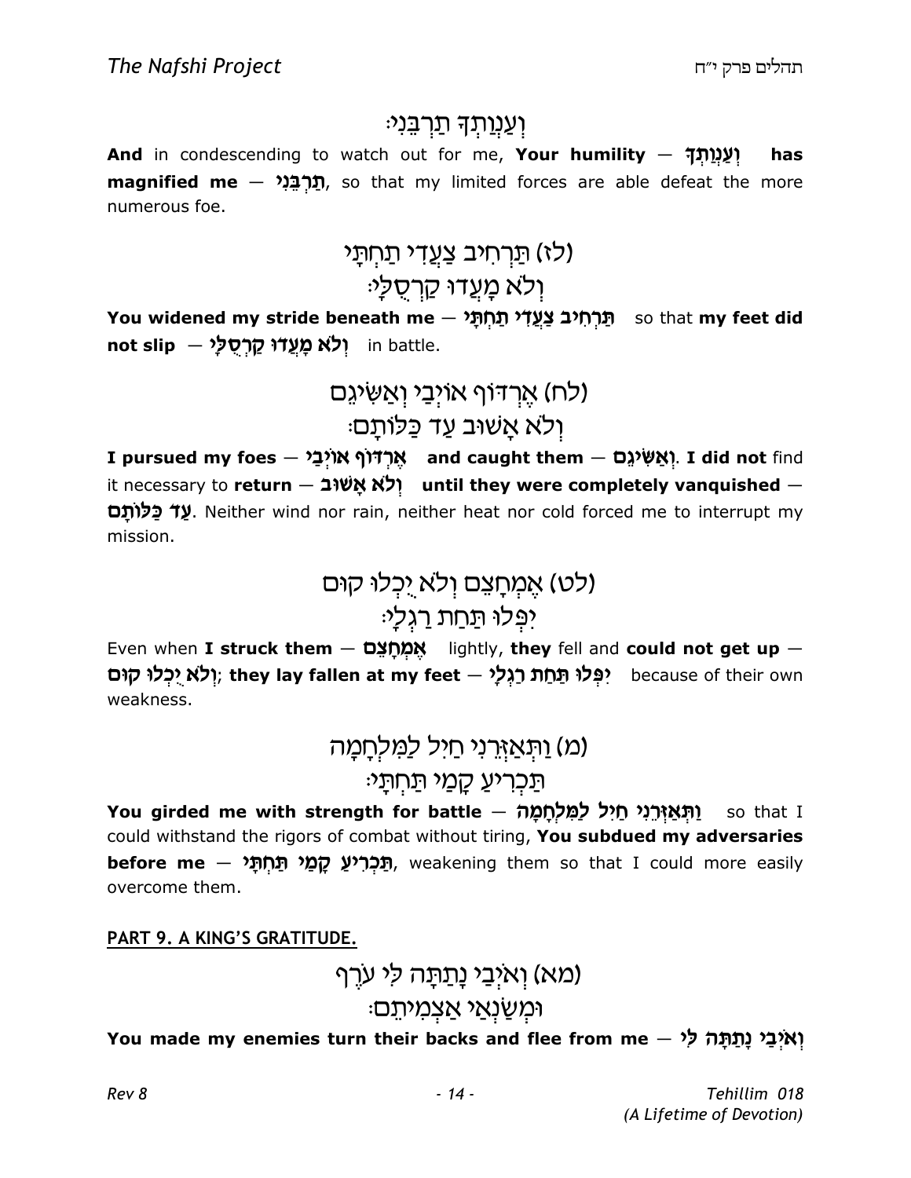וַעֲנְוַתְךָ תַרְבֵּנִי׃

**And** in condescending to watch out for me, **Your humility** — **וַעֲנְוַתְךָ has magnified me** — **תַרְבֵּנִי**, so that my limited forces are able defeat the more numerous foe.

(לז) תַּרְחִיב צַעֲדִי תַחְתָּי
וְלֹא מָעֲדוּ קַרְסֻלָּי׃

**You widened my stride beneath me** — **תַּרְחִיב צַעֲדִי תַחְתָּי** so that **my feet did not slip** — **וְלֹא מָעֲדוּ קַרְסֻלָּי** in battle.

(לח) אֶרְדּוֹף אוֹיְבַי וְאַשִּׂיגֵם
וְלֹא אָשׁוּב עַד כַּלּוֹתָם׃

**I pursued my foes** — **אֶרְדּוֹף אוֹיְבַי** **and caught them** — **וְאַשִּׂיגֵם**. **I did not** find it necessary to **return** — **וְלֹא אָשׁוּב** **until they were completely vanquished** — **עַד כַּלּוֹתָם**. Neither wind nor rain, neither heat nor cold forced me to interrupt my mission.

(לט) אֶמְחָצֵם וְלֹא יֻכְלוּ קוּם
יִפְּלוּ תַּחַת רַגְלָי׃

Even when **I struck them** — **אֶמְחָצֵם** lightly, **they** fell and **could not get up** — **וְלֹא יֻכְלוּ קוּם**; **they lay fallen at my feet** — **יִפְּלוּ תַּחַת רַגְלָי** because of their own weakness.

(מ) וַתְּאַזְּרֵנִי חַיִל לַמִּלְחָמָה
תַּכְרִיעַ קָמַי תַּחְתָּי׃

**You girded me with strength for battle** — **וַתְּאַזְּרֵנִי חַיִל לַמִּלְחָמָה** so that I could withstand the rigors of combat without tiring, **You subdued my adversaries before me** — **תַּכְרִיעַ קָמַי תַּחְתָּי**, weakening them so that I could more easily overcome them.

**PART 9. A KING'S GRATITUDE.**

(מא) וְאֹיְבַי נָתַתָּה לִּי עֹרֶף
וּמְשַׂנְאַי אַצְמִיתֵם׃

**You made my enemies turn their backs and flee from me** — **וְאֹיְבַי נָתַתָּה לִּי**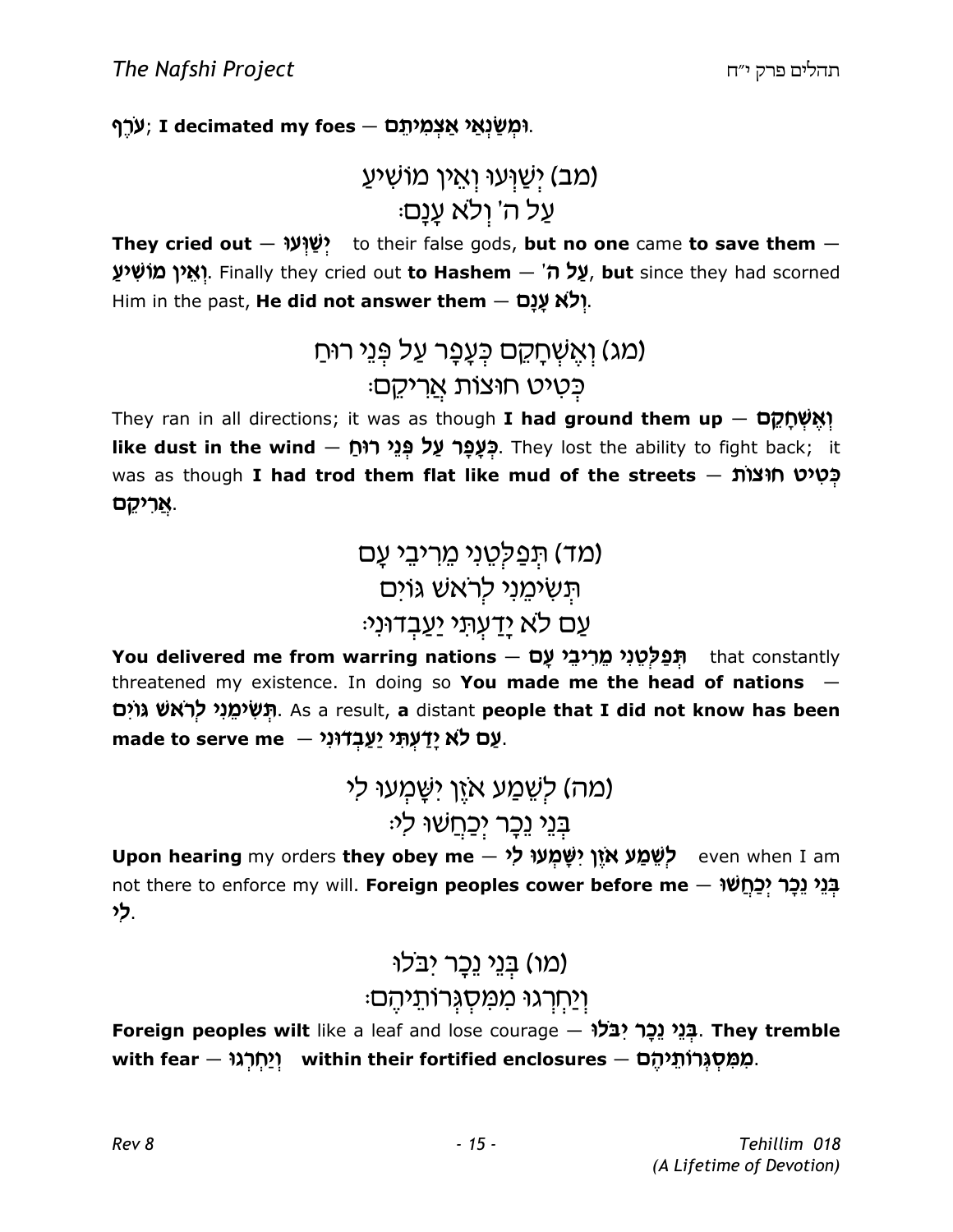**עֹרֶף**; **I decimated my foes — וּמְשַׂנְאַי אַצְמִיתֵם.**

(מב) יְשַׁוְּעוּ וְאֵין מוֹשִׁיעַ
עַל ה' וְלֹא עָנָם׃

**They cried out — יְשַׁוְּעוּ** to their false gods, **but no one** came **to save them — וְאֵין מוֹשִׁיעַ**. Finally they cried out **to Hashem — עַל ה'**, **but** since they had scorned Him in the past, **He did not answer them — וְלֹא עָנָם**.

(מג) וְאֶשְׁחָקֵם כְּעָפָר עַל פְּנֵי רוּחַ
כְּטִיט חוּצוֹת אֲרִיקֵם׃

They ran in all directions; it was as though **I had ground them up — וְאֶשְׁחָקֵם like dust in the wind — כְּעָפָר עַל פְּנֵי רוּחַ**. They lost the ability to fight back; it was as though **I had trod them flat like mud of the streets — כְּטִיט חוּצוֹת אֲרִיקֵם**.

(מד) תְּפַלְּטֵנִי מֵרִיבֵי עָם
תְּשִׂימֵנִי לְרֹאשׁ גּוֹיִם
עַם לֹא יָדַעְתִּי יַעַבְדוּנִי׃

**You delivered me from warring nations — תְּפַלְּטֵנִי מֵרִיבֵי עָם** that constantly threatened my existence. In doing so **You made me the head of nations — תְּשִׂימֵנִי לְרֹאשׁ גּוֹיִם**. As a result, **a** distant **people that I did not know has been made to serve me — עַם לֹא יָדַעְתִּי יַעַבְדוּנִי**.

(מה) לְשֵׁמַע אֹזֶן יִשָּׁמְעוּ לִי
בְּנֵי נֵכָר יְכַחֲשׁוּ לִי׃

**Upon hearing** my orders **they obey me — לְשֵׁמַע אֹזֶן יִשָּׁמְעוּ לִי** even when I am not there to enforce my will. **Foreign peoples cower before me — בְּנֵי נֵכָר יְכַחֲשׁוּ לִי**.

(מו) בְּנֵי נֵכָר יִבֹּלוּ
וְיַחְרְגוּ מִמִּסְגְּרוֹתֵיהֶם׃

**Foreign peoples wilt** like a leaf and lose courage **— בְּנֵי נֵכָר יִבֹּלוּ**. **They tremble with fear — וְיַחְרְגוּ within their fortified enclosures — מִמִּסְגְּרוֹתֵיהֶם**.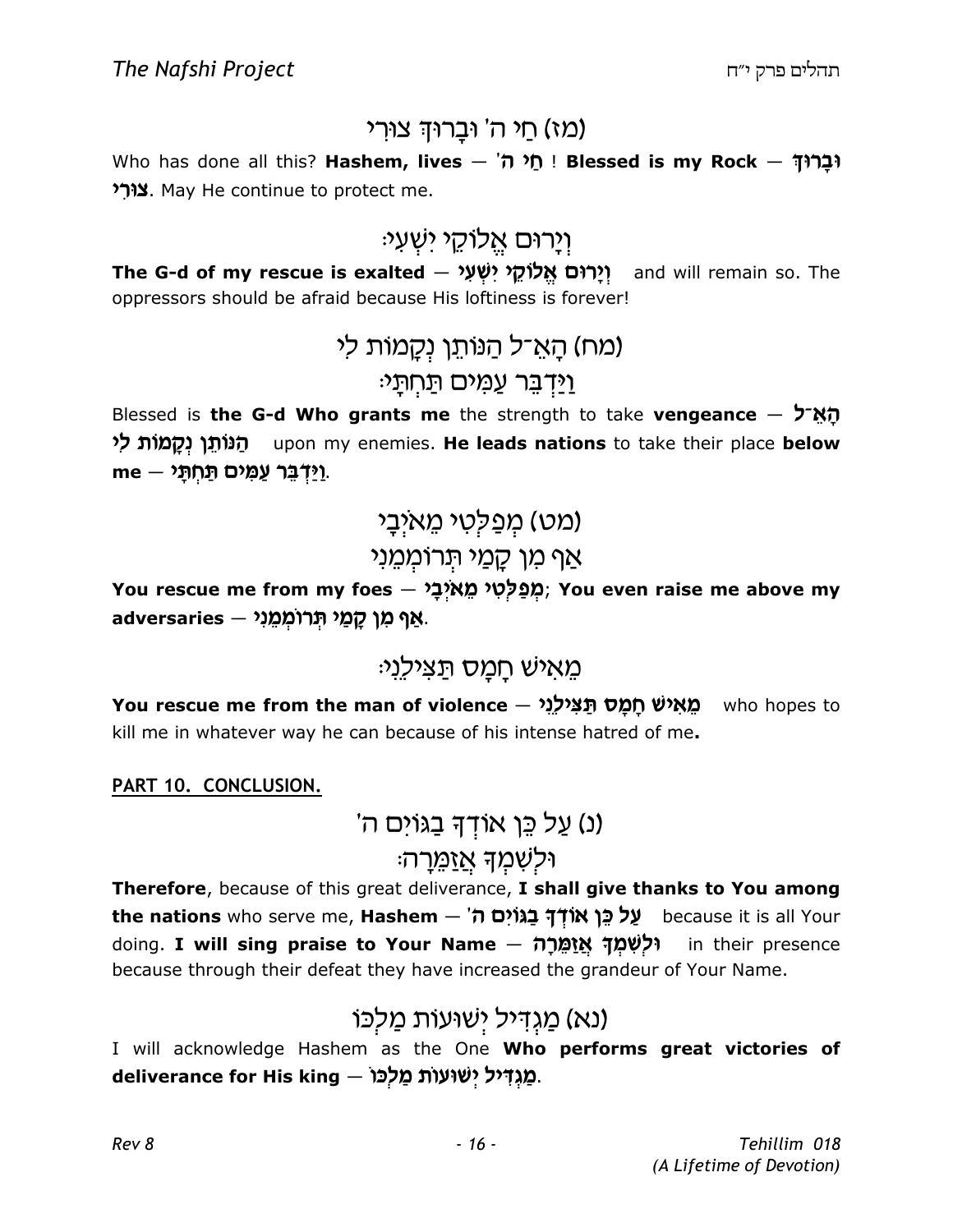## (מז) חַי ה' וּבָרוּךְ צוּרִי

Who has done all this? **Hashem, lives — חַי ה'** ! **Blessed is my Rock — וּבָרוּךְ צוּרִי**. May He continue to protect me.

## וְיָרוּם אֱלוֹקֵי יִשְׁעִי׃

**The G-d of my rescue is exalted — וְיָרוּם אֱלוֹקֵי יִשְׁעִי** and will remain so. The oppressors should be afraid because His loftiness is forever!

## (מח) הָאֵ־ל הַנּוֹתֵן נְקָמוֹת לִי
## וַיַּדְבֵּר עַמִּים תַּחְתָּי׃

Blessed is **the G-d Who grants me** the strength to take **vengeance — הָאֵ־ל הַנּוֹתֵן נְקָמוֹת לִי** upon my enemies. **He leads nations** to take their place **below me — וַיַּדְבֵּר עַמִּים תַּחְתָּי**.

## (מט) מְפַלְּטִי מֵאֹיְבָי
## אַף מִן קָמַי תְּרוֹמְמֵנִי

**You rescue me from my foes — מְפַלְּטִי מֵאֹיְבָי; You even raise me above my adversaries — אַף מִן קָמַי תְּרוֹמְמֵנִי.**

## מֵאִישׁ חָמָס תַּצִּילֵנִי׃

**You rescue me from the man of violence — מֵאִישׁ חָמָס תַּצִּילֵנִי** who hopes to kill me in whatever way he can because of his intense hatred of me**.**

**PART 10. CONCLUSION.**

## (נ) עַל כֵּן אוֹדְךָ בַגּוֹיִם ה'
## וּלְשִׁמְךָ אֲזַמֵּרָה׃

**Therefore**, because of this great deliverance, **I shall give thanks to You among the nations** who serve me, **Hashem — עַל כֵּן אוֹדְךָ בַגּוֹיִם ה'** because it is all Your doing. **I will sing praise to Your Name — וּלְשִׁמְךָ אֲזַמֵּרָה** in their presence because through their defeat they have increased the grandeur of Your Name.

## (נא) מַגְדִּיל יְשׁוּעוֹת מַלְכּוֹ

I will acknowledge Hashem as the One **Who performs great victories of deliverance for His king — מַגְדִּיל יְשׁוּעוֹת מַלְכּוֹ.**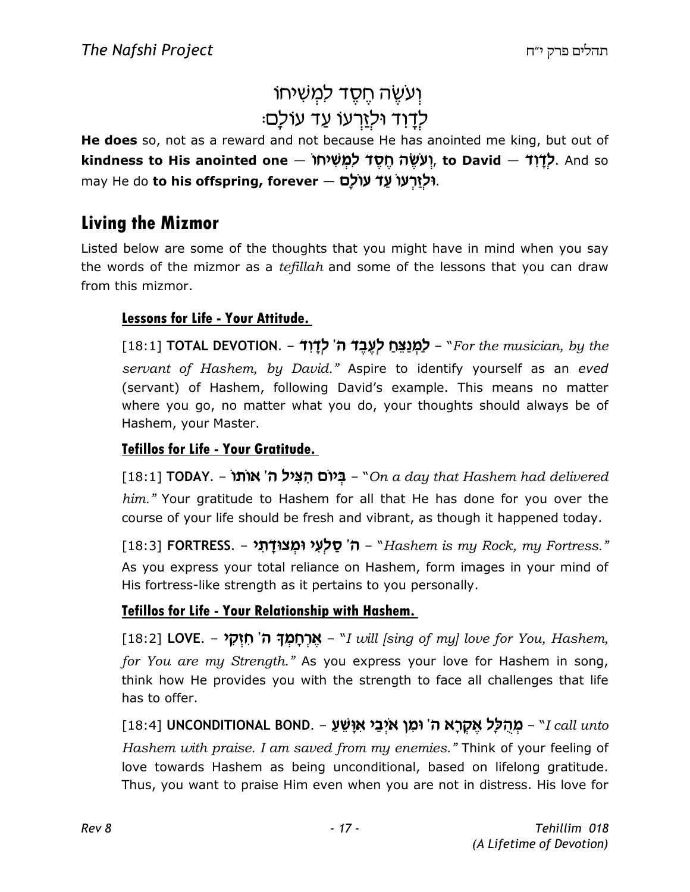וְעֹשֶׂה חֶסֶד לִמְשִׁיחוֹ
לְדָוִד וּלְזַרְעוֹ עַד עוֹלָם׃

**He does** so, not as a reward and not because He has anointed me king, but out of **kindness to His anointed one** — **וְעֹשֶׂה חֶסֶד לִמְשִׁיחוֹ**, **to David** — **לְדָוִד**. And so may He do **to his offspring, forever** — **וּלְזַרְעוֹ עַד עוֹלָם**.

## Living the Mizmor

Listed below are some of the thoughts that you might have in mind when you say the words of the mizmor as a *tefillah* and some of the lessons that you can draw from this mizmor.

### Lessons for Life - Your Attitude.

[18:1] **TOTAL DEVOTION.** – **לַמְנַצֵּחַ לְעֶבֶד ה' לְדָוִד** – "*For the musician, by the servant of Hashem, by David.*" Aspire to identify yourself as an *eved* (servant) of Hashem, following David's example. This means no matter where you go, no matter what you do, your thoughts should always be of Hashem, your Master.

### Tefillos for Life - Your Gratitude.

[18:1] **TODAY.** – **בְּיוֹם הִצִּיל ה' אוֹתוֹ** – "*On a day that Hashem had delivered him.*" Your gratitude to Hashem for all that He has done for you over the course of your life should be fresh and vibrant, as though it happened today.

[18:3] **FORTRESS.** – **ה' סַלְעִי וּמְצוּדָתִי** – "*Hashem is my Rock, my Fortress.*" As you express your total reliance on Hashem, form images in your mind of His fortress-like strength as it pertains to you personally.

### Tefillos for Life - Your Relationship with Hashem.

[18:2] **LOVE.** – **אֶרְחָמְךָ ה' חִזְקִי** – "*I will [sing of my] love for You, Hashem, for You are my Strength.*" As you express your love for Hashem in song, think how He provides you with the strength to face all challenges that life has to offer.

[18:4] **UNCONDITIONAL BOND.** – **מְהֻלָּל אֶקְרָא ה' וּמִן אֹיְבַי אִוָּשֵׁעַ** – "*I call unto Hashem with praise. I am saved from my enemies.*" Think of your feeling of love towards Hashem as being unconditional, based on lifelong gratitude. Thus, you want to praise Him even when you are not in distress. His love for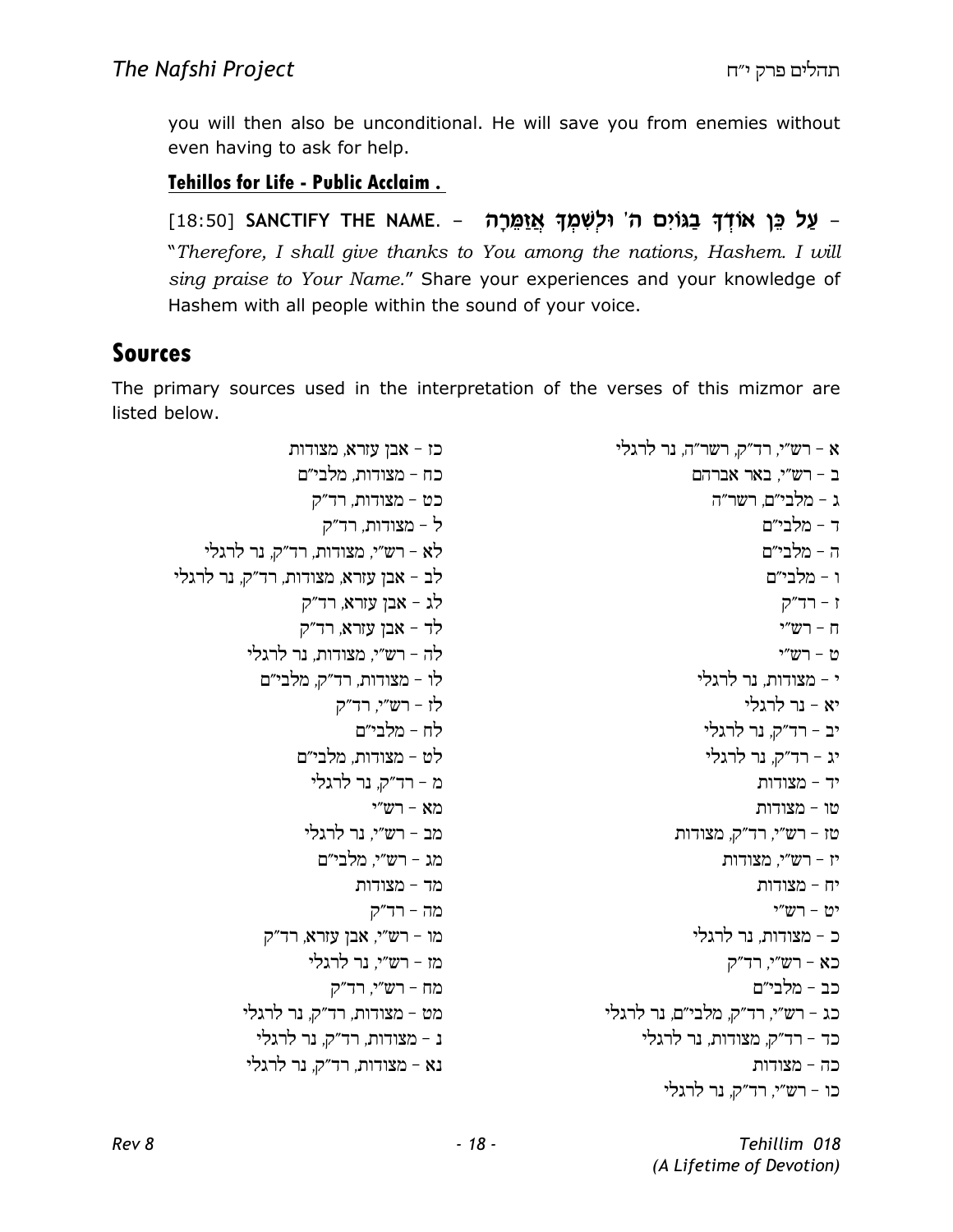you will then also be unconditional. He will save you from enemies without even having to ask for help.

**Tehillos for Life - Public Acclaim .**

[18:50] **SANCTIFY THE NAME.** – **עַל כֵּן אוֹדְךָ בַגּוֹיִם ה' וּלְשִׁמְךָ אֲזַמֵּרָה** – "*Therefore, I shall give thanks to You among the nations, Hashem. I will sing praise to Your Name.*" Share your experiences and your knowledge of Hashem with all people within the sound of your voice.

## Sources

The primary sources used in the interpretation of the verses of this mizmor are listed below.

א – רש"י, רד"ק, רשר"ה, נר לרגלי
ב – רש"י, באר אברהם
ג – מלבי"ם, רשר"ה
ד – מלבי"ם
ה – מלבי"ם
ו – מלבי"ם
ז – רד"ק
ח – רש"י
ט – רש"י
י – מצודות, נר לרגלי
יא – נר לרגלי
יב – רד"ק, נר לרגלי
יג – רד"ק, נר לרגלי
יד – מצודות
טו – מצודות
טז – רש"י, רד"ק, מצודות
יז – רש"י, מצודות
יח – מצודות
יט – רש"י
כ – מצודות, נר לרגלי
כא – רש"י, רד"ק
כב – מלבי"ם
כג – רש"י, רד"ק, מלבי"ם, נר לרגלי
כד – רד"ק, מצודות, נר לרגלי
כה – מצודות
כו – רש"י, רד"ק, נר לרגלי
כז – אבן עזרא, מצודות
כח – מצודות, מלבי"ם
כט – מצודות, רד"ק
ל – מצודות, רד"ק
לא – רש"י, מצודות, רד"ק, נר לרגלי
לב – אבן עזרא, מצודות, רד"ק, נר לרגלי
לג – אבן עזרא, רד"ק
לד – אבן עזרא, רד"ק
לה – רש"י, מצודות, נר לרגלי
לו – מצודות, רד"ק, מלבי"ם
לז – רש"י, רד"ק
לח – מלבי"ם
לט – מצודות, מלבי"ם
מ – רד"ק, נר לרגלי
מא – רש"י
מב – רש"י, נר לרגלי
מג – רש"י, מלבי"ם
מד – מצודות
מה – רד"ק
מו – רש"י, אבן עזרא, רד"ק
מז – רש"י, נר לרגלי
מח – רש"י, רד"ק
מט – מצודות, רד"ק, נר לרגלי
נ – מצודות, רד"ק, נר לרגלי
נא – מצודות, רד"ק, נר לרגלי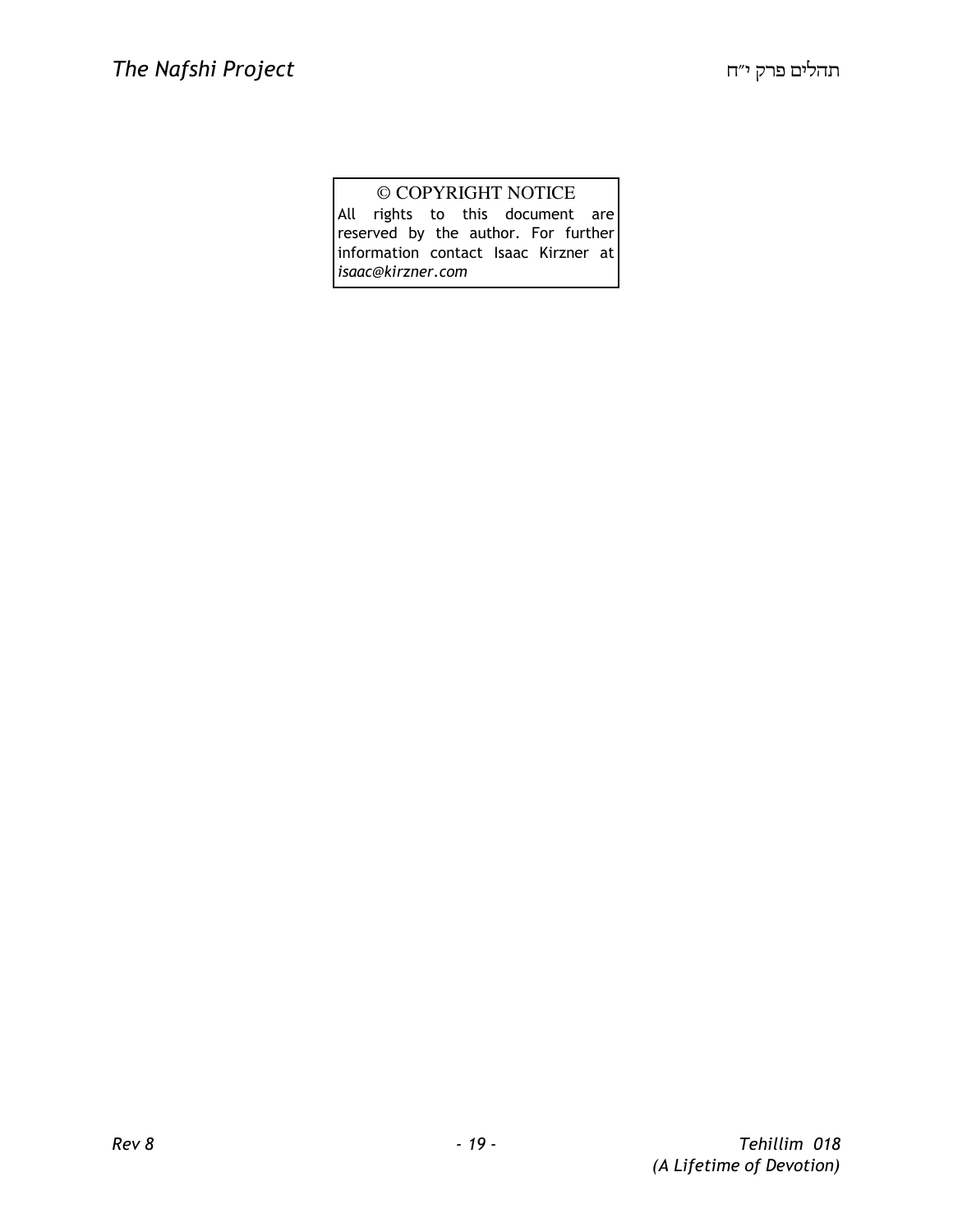© COPYRIGHT NOTICE

All rights to this document are reserved by the author. For further information contact Isaac Kirzner at *isaac@kirzner.com*